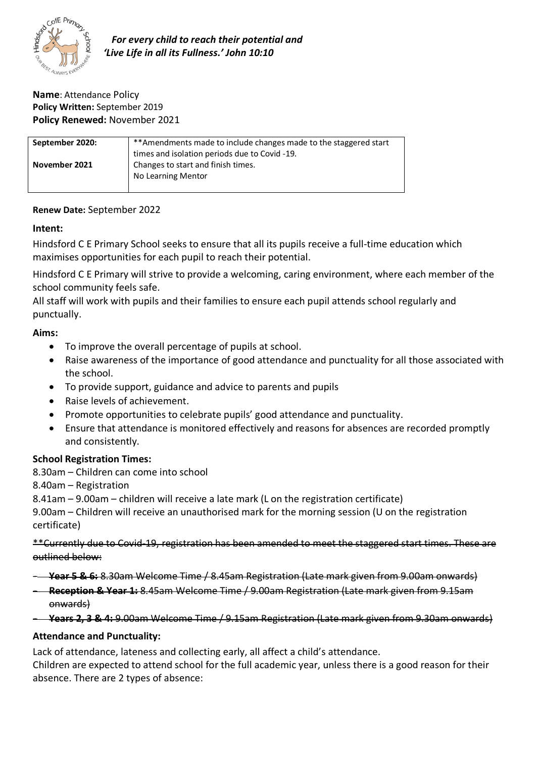*For every child to reach their potential and 'Live Life in all its Fullness.' John 10:10*

**Name**: Attendance Policy
**Policy Written:** September 2019
**Policy Renewed:** November 2021

| **September 2020:** | **Amendments made to include changes made to the staggered start times and isolation periods due to Covid -19. |
| --- | --- |
| **November 2021** | Changes to start and finish times. No Learning Mentor |

**Renew Date:** September 2022

**Intent:**

Hindsford C E Primary School seeks to ensure that all its pupils receive a full-time education which maximises opportunities for each pupil to reach their potential.

Hindsford C E Primary will strive to provide a welcoming, caring environment, where each member of the school community feels safe.

All staff will work with pupils and their families to ensure each pupil attends school regularly and punctually.

**Aims:**

- To improve the overall percentage of pupils at school.
- Raise awareness of the importance of good attendance and punctuality for all those associated with the school.
- To provide support, guidance and advice to parents and pupils
- Raise levels of achievement.
- Promote opportunities to celebrate pupils' good attendance and punctuality.
- Ensure that attendance is monitored effectively and reasons for absences are recorded promptly and consistently.

**School Registration Times:**

8.30am – Children can come into school

8.40am – Registration

8.41am – 9.00am – children will receive a late mark (L on the registration certificate)

9.00am – Children will receive an unauthorised mark for the morning session (U on the registration certificate)

~~**Currently due to Covid-19, registration has been amended to meet the staggered start times. These are outlined below:~~

- ~~**Year 5 & 6:** 8.30am Welcome Time / 8.45am Registration (Late mark given from 9.00am onwards)~~
- ~~**Reception & Year 1:** 8.45am Welcome Time / 9.00am Registration (Late mark given from 9.15am onwards)~~
- ~~**Years 2, 3 & 4:** 9.00am Welcome Time / 9.15am Registration (Late mark given from 9.30am onwards)~~

**Attendance and Punctuality:**

Lack of attendance, lateness and collecting early, all affect a child's attendance.

Children are expected to attend school for the full academic year, unless there is a good reason for their absence. There are 2 types of absence: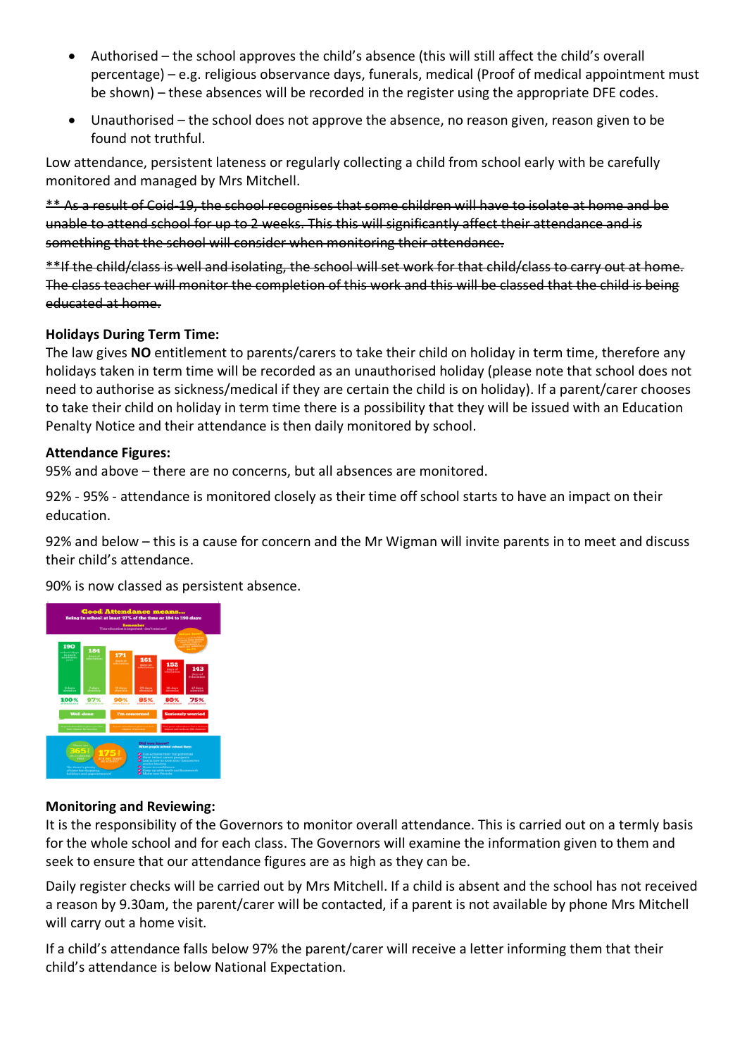- Authorised – the school approves the child's absence (this will still affect the child's overall percentage) – e.g. religious observance days, funerals, medical (Proof of medical appointment must be shown) – these absences will be recorded in the register using the appropriate DFE codes.
- Unauthorised – the school does not approve the absence, no reason given, reason given to be found not truthful.

Low attendance, persistent lateness or regularly collecting a child from school early with be carefully monitored and managed by Mrs Mitchell.

~~** As a result of Coid-19, the school recognises that some children will have to isolate at home and be unable to attend school for up to 2 weeks. This this will significantly affect their attendance and is something that the school will consider when monitoring their attendance.~~

~~**If the child/class is well and isolating, the school will set work for that child/class to carry out at home. The class teacher will monitor the completion of this work and this will be classed that the child is being educated at home.~~

**Holidays During Term Time:**
The law gives **NO** entitlement to parents/carers to take their child on holiday in term time, therefore any holidays taken in term time will be recorded as an unauthorised holiday (please note that school does not need to authorise as sickness/medical if they are certain the child is on holiday). If a parent/carer chooses to take their child on holiday in term time there is a possibility that they will be issued with an Education Penalty Notice and their attendance is then daily monitored by school.

**Attendance Figures:**
95% and above – there are no concerns, but all absences are monitored.

92% - 95% - attendance is monitored closely as their time off school starts to have an impact on their education.

92% and below – this is a cause for concern and the Mr Wigman will invite parents in to meet and discuss their child's attendance.

90% is now classed as persistent absence.

**Monitoring and Reviewing:**
It is the responsibility of the Governors to monitor overall attendance. This is carried out on a termly basis for the whole school and for each class. The Governors will examine the information given to them and seek to ensure that our attendance figures are as high as they can be.

Daily register checks will be carried out by Mrs Mitchell. If a child is absent and the school has not received a reason by 9.30am, the parent/carer will be contacted, if a parent is not available by phone Mrs Mitchell will carry out a home visit.

If a child's attendance falls below 97% the parent/carer will receive a letter informing them that their child's attendance is below National Expectation.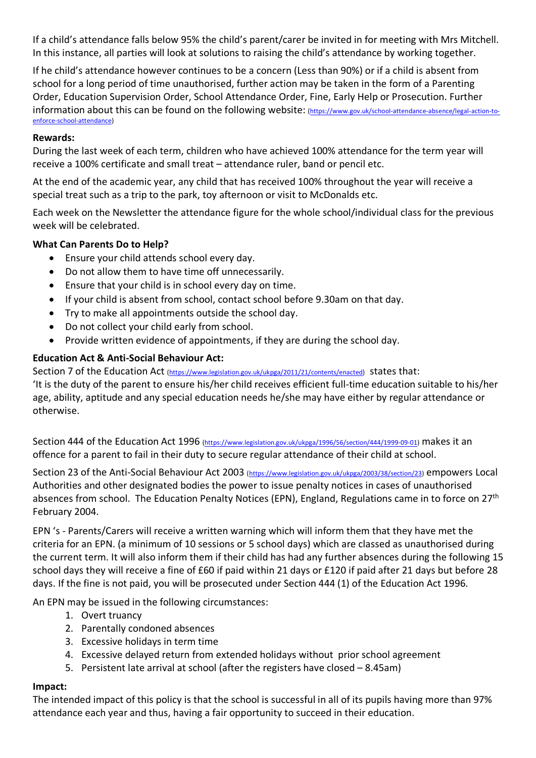If a child's attendance falls below 95% the child's parent/carer be invited in for meeting with Mrs Mitchell. In this instance, all parties will look at solutions to raising the child's attendance by working together.

If he child's attendance however continues to be a concern (Less than 90%) or if a child is absent from school for a long period of time unauthorised, further action may be taken in the form of a Parenting Order, Education Supervision Order, School Attendance Order, Fine, Early Help or Prosecution. Further information about this can be found on the following website: (https://www.gov.uk/school-attendance-absence/legal-action-to-enforce-school-attendance)

**Rewards:**

During the last week of each term, children who have achieved 100% attendance for the term year will receive a 100% certificate and small treat – attendance ruler, band or pencil etc.

At the end of the academic year, any child that has received 100% throughout the year will receive a special treat such as a trip to the park, toy afternoon or visit to McDonalds etc.

Each week on the Newsletter the attendance figure for the whole school/individual class for the previous week will be celebrated.

**What Can Parents Do to Help?**

- Ensure your child attends school every day.
- Do not allow them to have time off unnecessarily.
- Ensure that your child is in school every day on time.
- If your child is absent from school, contact school before 9.30am on that day.
- Try to make all appointments outside the school day.
- Do not collect your child early from school.
- Provide written evidence of appointments, if they are during the school day.

**Education Act & Anti-Social Behaviour Act:**

Section 7 of the Education Act (https://www.legislation.gov.uk/ukpga/2011/21/contents/enacted) states that:
'It is the duty of the parent to ensure his/her child receives efficient full-time education suitable to his/her age, ability, aptitude and any special education needs he/she may have either by regular attendance or otherwise.

Section 444 of the Education Act 1996 (https://www.legislation.gov.uk/ukpga/1996/56/section/444/1999-09-01) makes it an offence for a parent to fail in their duty to secure regular attendance of their child at school.

Section 23 of the Anti-Social Behaviour Act 2003 (https://www.legislation.gov.uk/ukpga/2003/38/section/23) empowers Local Authorities and other designated bodies the power to issue penalty notices in cases of unauthorised absences from school. The Education Penalty Notices (EPN), England, Regulations came in to force on 27th February 2004.

EPN 's - Parents/Carers will receive a written warning which will inform them that they have met the criteria for an EPN. (a minimum of 10 sessions or 5 school days) which are classed as unauthorised during the current term. It will also inform them if their child has had any further absences during the following 15 school days they will receive a fine of £60 if paid within 21 days or £120 if paid after 21 days but before 28 days. If the fine is not paid, you will be prosecuted under Section 444 (1) of the Education Act 1996.

An EPN may be issued in the following circumstances:

1. Overt truancy
2. Parentally condoned absences
3. Excessive holidays in term time
4. Excessive delayed return from extended holidays without prior school agreement
5. Persistent late arrival at school (after the registers have closed – 8.45am)

**Impact:**

The intended impact of this policy is that the school is successful in all of its pupils having more than 97% attendance each year and thus, having a fair opportunity to succeed in their education.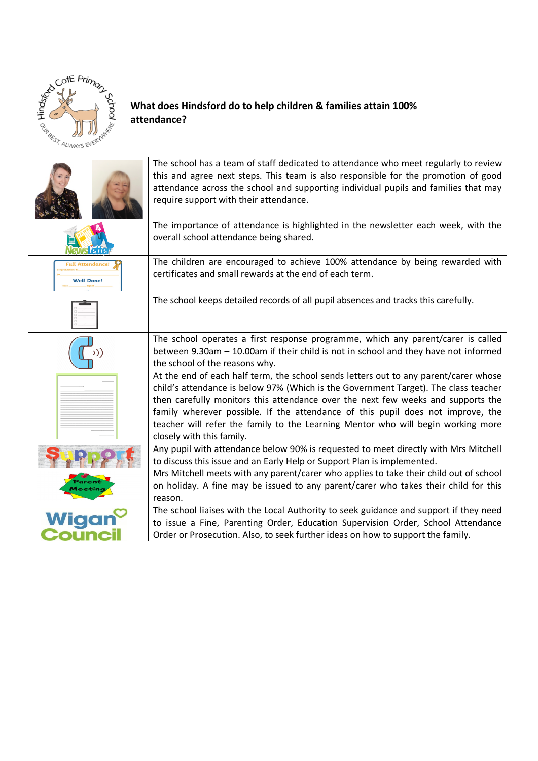## What does Hindsford do to help children & families attain 100% attendance?

| | |
|---|---|
| | The school has a team of staff dedicated to attendance who meet regularly to review this and agree next steps. This team is also responsible for the promotion of good attendance across the school and supporting individual pupils and families that may require support with their attendance. |
| | The importance of attendance is highlighted in the newsletter each week, with the overall school attendance being shared. |
| | The children are encouraged to achieve 100% attendance by being rewarded with certificates and small rewards at the end of each term. |
| | The school keeps detailed records of all pupil absences and tracks this carefully. |
| | The school operates a first response programme, which any parent/carer is called between 9.30am – 10.00am if their child is not in school and they have not informed the school of the reasons why. |
| | At the end of each half term, the school sends letters out to any parent/carer whose child's attendance is below 97% (Which is the Government Target). The class teacher then carefully monitors this attendance over the next few weeks and supports the family wherever possible. If the attendance of this pupil does not improve, the teacher will refer the family to the Learning Mentor who will begin working more closely with this family. |
| | Any pupil with attendance below 90% is requested to meet directly with Mrs Mitchell to discuss this issue and an Early Help or Support Plan is implemented. |
| | Mrs Mitchell meets with any parent/carer who applies to take their child out of school on holiday. A fine may be issued to any parent/carer who takes their child for this reason. |
| | The school liaises with the Local Authority to seek guidance and support if they need to issue a Fine, Parenting Order, Education Supervision Order, School Attendance Order or Prosecution. Also, to seek further ideas on how to support the family. |